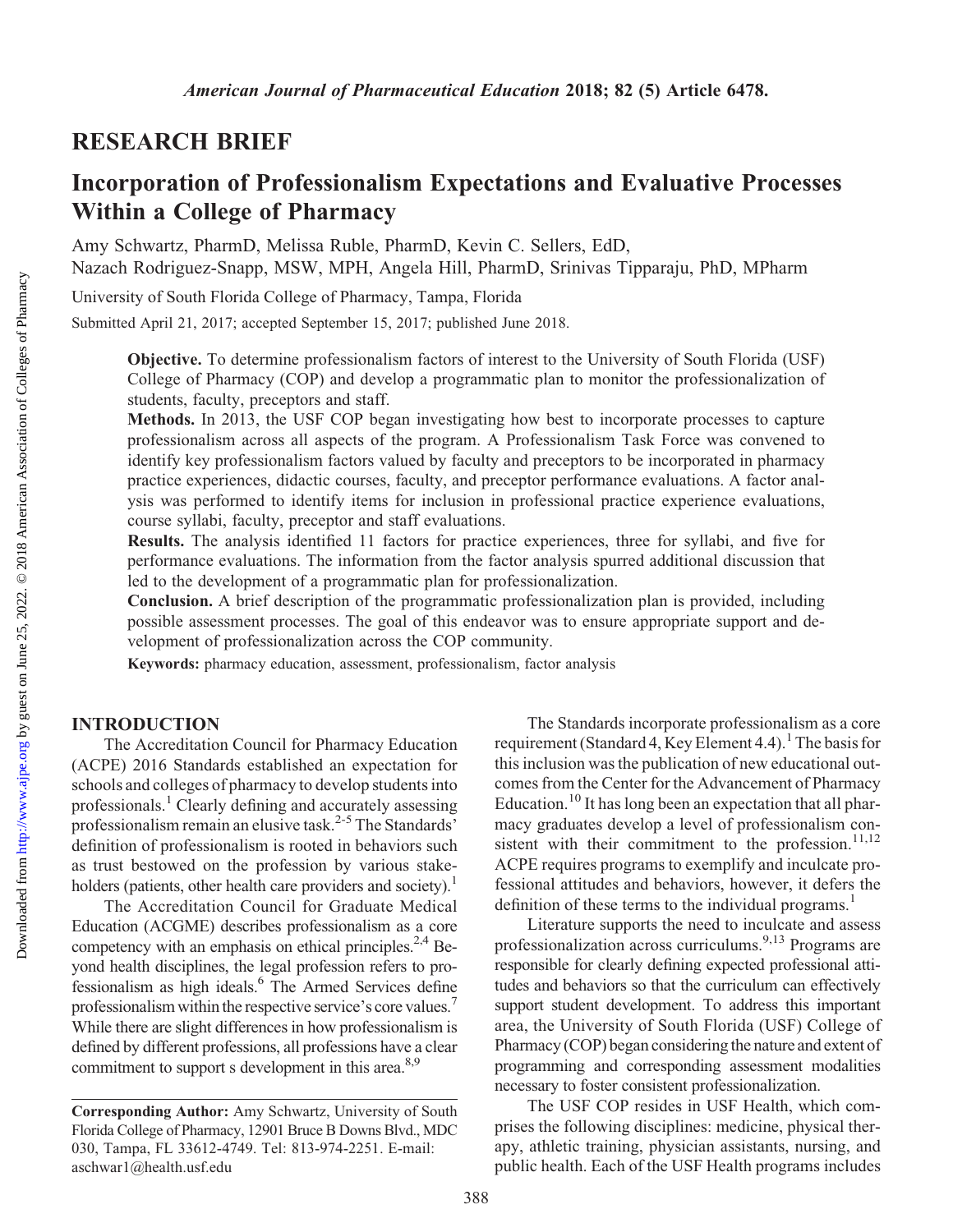## RESEARCH BRIEF

# Incorporation of Professionalism Expectations and Evaluative Processes Within a College of Pharmacy

Amy Schwartz, PharmD, Melissa Ruble, PharmD, Kevin C. Sellers, EdD, Nazach Rodriguez-Snapp, MSW, MPH, Angela Hill, PharmD, Srinivas Tipparaju, PhD, MPharm

University of South Florida College of Pharmacy, Tampa, Florida

Submitted April 21, 2017; accepted September 15, 2017; published June 2018.

**Objective.** To determine professionalism factors of interest to the University of South Florida (USF) College of Pharmacy (COP) and develop a programmatic plan to monitor the professionalization of students, faculty, preceptors and staff.

**Methods.** In 2013, the USF COP began investigating how best to incorporate processes to capture professionalism across all aspects of the program. A Professionalism Task Force was convened to identify key professionalism factors valued by faculty and preceptors to be incorporated in pharmacy practice experiences, didactic courses, faculty, and preceptor performance evaluations. A factor analysis was performed to identify items for inclusion in professional practice experience evaluations, course syllabi, faculty, preceptor and staff evaluations.

**Results.** The analysis identified 11 factors for practice experiences, three for syllabi, and five for performance evaluations. The information from the factor analysis spurred additional discussion that led to the development of a programmatic plan for professionalization.

**Conclusion.** A brief description of the programmatic professionalization plan is provided, including possible assessment processes. The goal of this endeavor was to ensure appropriate support and development of professionalization across the COP community.

**Keywords:** pharmacy education, assessment, professionalism, factor analysis

## INTRODUCTION

The Accreditation Council for Pharmacy Education (ACPE) 2016 Standards established an expectation for schools and colleges of pharmacy to develop students into professionals.[1] Clearly defining and accurately assessing professionalism remain an elusive task.[2-5] The Standards' definition of professionalism is rooted in behaviors such as trust bestowed on the profession by various stakeholders (patients, other health care providers and society).[1]

The Accreditation Council for Graduate Medical Education (ACGME) describes professionalism as a core competency with an emphasis on ethical principles.[2,4] Beyond health disciplines, the legal profession refers to professionalism as high ideals.[6] The Armed Services define professionalism within the respective service's core values.[7] While there are slight differences in how professionalism is defined by different professions, all professions have a clear commitment to support s development in this area.[8,9]

The Standards incorporate professionalism as a core requirement (Standard 4, Key Element 4.4).[1] The basis for this inclusion was the publication of new educational outcomes from the Center for the Advancement of Pharmacy Education.[10] It has long been an expectation that all pharmacy graduates develop a level of professionalism consistent with their commitment to the profession.[11,12] ACPE requires programs to exemplify and inculcate professional attitudes and behaviors, however, it defers the definition of these terms to the individual programs.[1]

Literature supports the need to inculcate and assess professionalization across curriculums.[9,13] Programs are responsible for clearly defining expected professional attitudes and behaviors so that the curriculum can effectively support student development. To address this important area, the University of South Florida (USF) College of Pharmacy (COP) began considering the nature and extent of programming and corresponding assessment modalities necessary to foster consistent professionalization.

The USF COP resides in USF Health, which comprises the following disciplines: medicine, physical therapy, athletic training, physician assistants, nursing, and public health. Each of the USF Health programs includes

**Corresponding Author:** Amy Schwartz, University of South Florida College of Pharmacy, 12901 Bruce B Downs Blvd., MDC 030, Tampa, FL 33612-4749. Tel: 813-974-2251. E-mail: aschwar1@health.usf.edu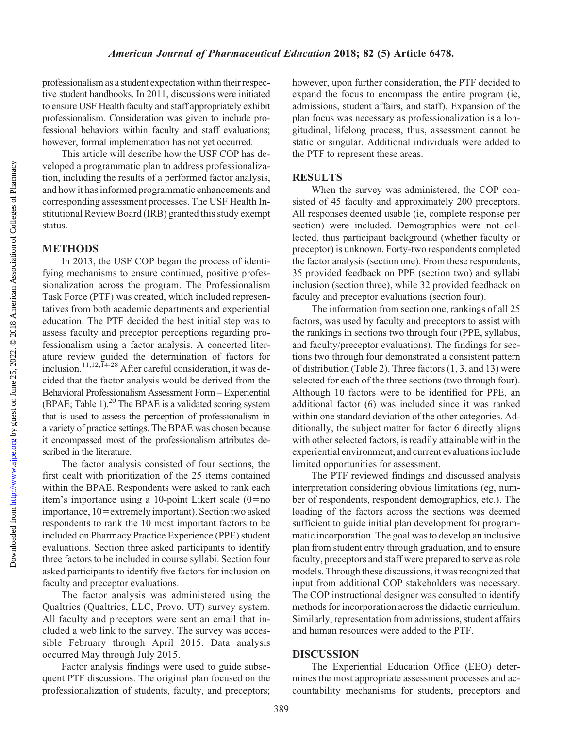professionalism as a student expectation within their respective student handbooks. In 2011, discussions were initiated to ensure USF Health faculty and staff appropriately exhibit professionalism. Consideration was given to include professional behaviors within faculty and staff evaluations; however, formal implementation has not yet occurred.

This article will describe how the USF COP has developed a programmatic plan to address professionalization, including the results of a performed factor analysis, and how it has informed programmatic enhancements and corresponding assessment processes. The USF Health Institutional Review Board (IRB) granted this study exempt status.

## METHODS

In 2013, the USF COP began the process of identifying mechanisms to ensure continued, positive professionalization across the program. The Professionalism Task Force (PTF) was created, which included representatives from both academic departments and experiential education. The PTF decided the best initial step was to assess faculty and preceptor perceptions regarding professionalism using a factor analysis. A concerted literature review guided the determination of factors for inclusion.[11,12,14-28] After careful consideration, it was decided that the factor analysis would be derived from the Behavioral Professionalism Assessment Form – Experiential (BPAE; Table 1).[20] The BPAE is a validated scoring system that is used to assess the perception of professionalism in a variety of practice settings. The BPAE was chosen because it encompassed most of the professionalism attributes described in the literature.

The factor analysis consisted of four sections, the first dealt with prioritization of the 25 items contained within the BPAE. Respondents were asked to rank each item's importance using a 10-point Likert scale (0=no importance, 10=extremely important). Section two asked respondents to rank the 10 most important factors to be included on Pharmacy Practice Experience (PPE) student evaluations. Section three asked participants to identify three factors to be included in course syllabi. Section four asked participants to identify five factors for inclusion on faculty and preceptor evaluations.

The factor analysis was administered using the Qualtrics (Qualtrics, LLC, Provo, UT) survey system. All faculty and preceptors were sent an email that included a web link to the survey. The survey was accessible February through April 2015. Data analysis occurred May through July 2015.

Factor analysis findings were used to guide subsequent PTF discussions. The original plan focused on the professionalization of students, faculty, and preceptors; however, upon further consideration, the PTF decided to expand the focus to encompass the entire program (ie, admissions, student affairs, and staff). Expansion of the plan focus was necessary as professionalization is a longitudinal, lifelong process, thus, assessment cannot be static or singular. Additional individuals were added to the PTF to represent these areas.

## RESULTS

When the survey was administered, the COP consisted of 45 faculty and approximately 200 preceptors. All responses deemed usable (ie, complete response per section) were included. Demographics were not collected, thus participant background (whether faculty or preceptor) is unknown. Forty-two respondents completed the factor analysis (section one). From these respondents, 35 provided feedback on PPE (section two) and syllabi inclusion (section three), while 32 provided feedback on faculty and preceptor evaluations (section four).

The information from section one, rankings of all 25 factors, was used by faculty and preceptors to assist with the rankings in sections two through four (PPE, syllabus, and faculty/preceptor evaluations). The findings for sections two through four demonstrated a consistent pattern of distribution (Table 2). Three factors (1, 3, and 13) were selected for each of the three sections (two through four). Although 10 factors were to be identified for PPE, an additional factor (6) was included since it was ranked within one standard deviation of the other categories. Additionally, the subject matter for factor 6 directly aligns with other selected factors, is readily attainable within the experiential environment, and current evaluations include limited opportunities for assessment.

The PTF reviewed findings and discussed analysis interpretation considering obvious limitations (eg, number of respondents, respondent demographics, etc.). The loading of the factors across the sections was deemed sufficient to guide initial plan development for programmatic incorporation. The goal was to develop an inclusive plan from student entry through graduation, and to ensure faculty, preceptors and staff were prepared to serve as role models. Through these discussions, it was recognized that input from additional COP stakeholders was necessary. The COP instructional designer was consulted to identify methods for incorporation across the didactic curriculum. Similarly, representation from admissions, student affairs and human resources were added to the PTF.

## DISCUSSION

The Experiential Education Office (EEO) determines the most appropriate assessment processes and accountability mechanisms for students, preceptors and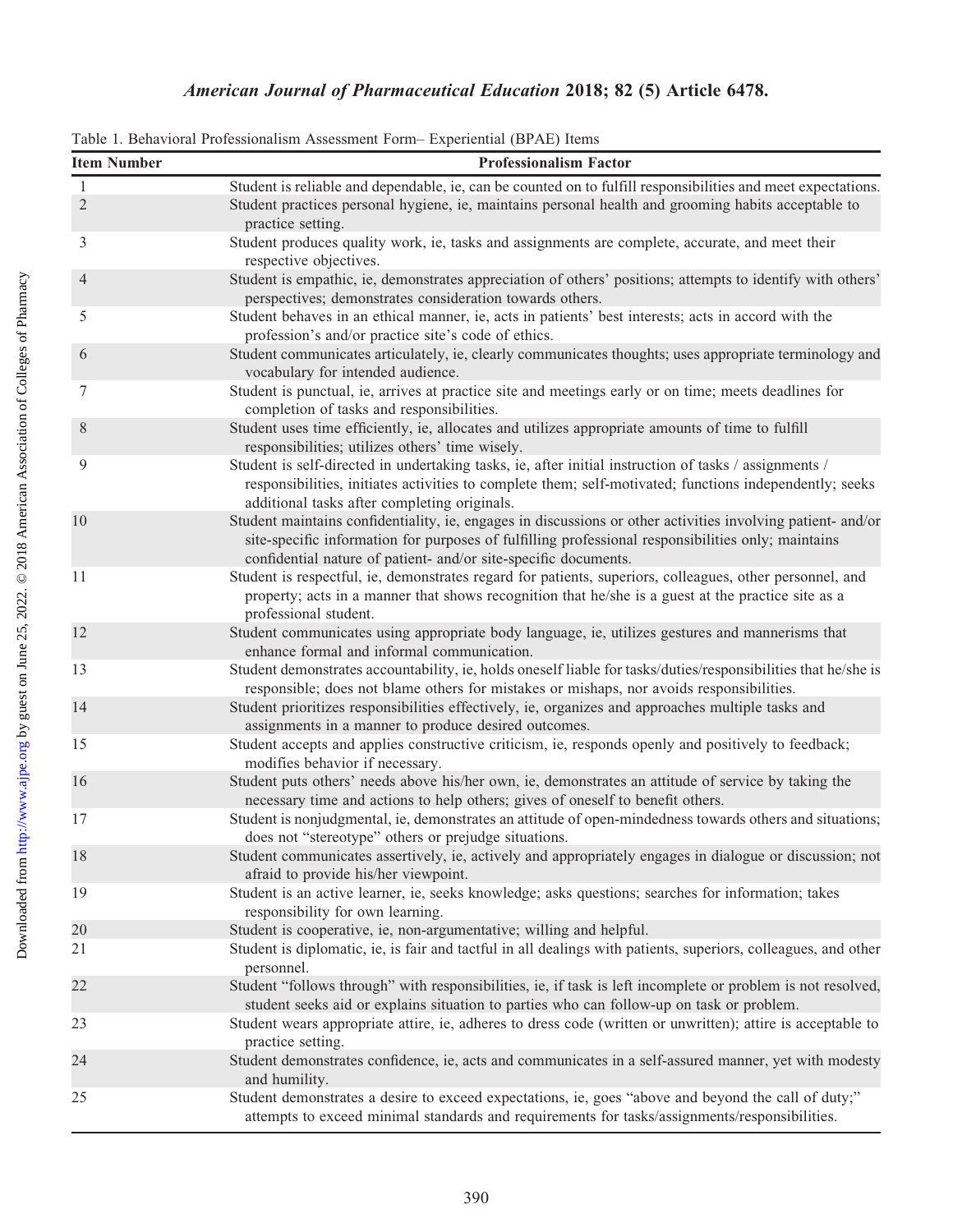Table 1. Behavioral Professionalism Assessment Form– Experiential (BPAE) Items

| Item Number | Professionalism Factor |
|---|---|
| 1 | Student is reliable and dependable, ie, can be counted on to fulfill responsibilities and meet expectations. |
| 2 | Student practices personal hygiene, ie, maintains personal health and grooming habits acceptable to practice setting. |
| 3 | Student produces quality work, ie, tasks and assignments are complete, accurate, and meet their respective objectives. |
| 4 | Student is empathic, ie, demonstrates appreciation of others' positions; attempts to identify with others' perspectives; demonstrates consideration towards others. |
| 5 | Student behaves in an ethical manner, ie, acts in patients' best interests; acts in accord with the profession's and/or practice site's code of ethics. |
| 6 | Student communicates articulately, ie, clearly communicates thoughts; uses appropriate terminology and vocabulary for intended audience. |
| 7 | Student is punctual, ie, arrives at practice site and meetings early or on time; meets deadlines for completion of tasks and responsibilities. |
| 8 | Student uses time efficiently, ie, allocates and utilizes appropriate amounts of time to fulfill responsibilities; utilizes others' time wisely. |
| 9 | Student is self-directed in undertaking tasks, ie, after initial instruction of tasks / assignments / responsibilities, initiates activities to complete them; self-motivated; functions independently; seeks additional tasks after completing originals. |
| 10 | Student maintains confidentiality, ie, engages in discussions or other activities involving patient- and/or site-specific information for purposes of fulfilling professional responsibilities only; maintains confidential nature of patient- and/or site-specific documents. |
| 11 | Student is respectful, ie, demonstrates regard for patients, superiors, colleagues, other personnel, and property; acts in a manner that shows recognition that he/she is a guest at the practice site as a professional student. |
| 12 | Student communicates using appropriate body language, ie, utilizes gestures and mannerisms that enhance formal and informal communication. |
| 13 | Student demonstrates accountability, ie, holds oneself liable for tasks/duties/responsibilities that he/she is responsible; does not blame others for mistakes or mishaps, nor avoids responsibilities. |
| 14 | Student prioritizes responsibilities effectively, ie, organizes and approaches multiple tasks and assignments in a manner to produce desired outcomes. |
| 15 | Student accepts and applies constructive criticism, ie, responds openly and positively to feedback; modifies behavior if necessary. |
| 16 | Student puts others' needs above his/her own, ie, demonstrates an attitude of service by taking the necessary time and actions to help others; gives of oneself to benefit others. |
| 17 | Student is nonjudgmental, ie, demonstrates an attitude of open-mindedness towards others and situations; does not "stereotype" others or prejudge situations. |
| 18 | Student communicates assertively, ie, actively and appropriately engages in dialogue or discussion; not afraid to provide his/her viewpoint. |
| 19 | Student is an active learner, ie, seeks knowledge; asks questions; searches for information; takes responsibility for own learning. |
| 20 | Student is cooperative, ie, non-argumentative; willing and helpful. |
| 21 | Student is diplomatic, ie, is fair and tactful in all dealings with patients, superiors, colleagues, and other personnel. |
| 22 | Student "follows through" with responsibilities, ie, if task is left incomplete or problem is not resolved, student seeks aid or explains situation to parties who can follow-up on task or problem. |
| 23 | Student wears appropriate attire, ie, adheres to dress code (written or unwritten); attire is acceptable to practice setting. |
| 24 | Student demonstrates confidence, ie, acts and communicates in a self-assured manner, yet with modesty and humility. |
| 25 | Student demonstrates a desire to exceed expectations, ie, goes "above and beyond the call of duty;" attempts to exceed minimal standards and requirements for tasks/assignments/responsibilities. |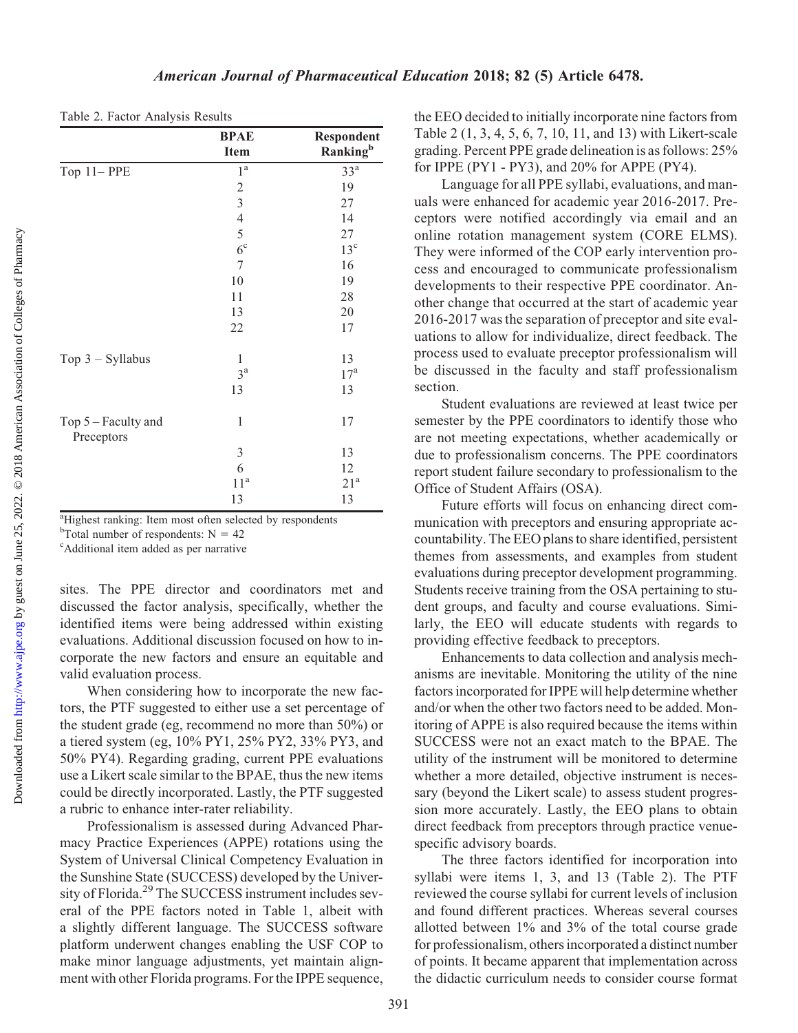Table 2. Factor Analysis Results

| | BPAE Item | Respondent Ranking[b] |
|---|---|---|
| Top 11– PPE | 1[a] | 33[a] |
| | 2 | 19 |
| | 3 | 27 |
| | 4 | 14 |
| | 5 | 27 |
| | 6[c] | 13[c] |
| | 7 | 16 |
| | 10 | 19 |
| | 11 | 28 |
| | 13 | 20 |
| | 22 | 17 |
| Top 3 – Syllabus | 1 | 13 |
| | 3[a] | 17[a] |
| | 13 | 13 |
| Top 5 – Faculty and Preceptors | 1 | 17 |
| | 3 | 13 |
| | 6 | 12 |
| | 11[a] | 21[a] |
| | 13 | 13 |

[a]Highest ranking: Item most often selected by respondents
[b]Total number of respondents: N = 42
[c]Additional item added as per narrative

sites. The PPE director and coordinators met and discussed the factor analysis, specifically, whether the identified items were being addressed within existing evaluations. Additional discussion focused on how to incorporate the new factors and ensure an equitable and valid evaluation process.

When considering how to incorporate the new factors, the PTF suggested to either use a set percentage of the student grade (eg, recommend no more than 50%) or a tiered system (eg, 10% PY1, 25% PY2, 33% PY3, and 50% PY4). Regarding grading, current PPE evaluations use a Likert scale similar to the BPAE, thus the new items could be directly incorporated. Lastly, the PTF suggested a rubric to enhance inter-rater reliability.

Professionalism is assessed during Advanced Pharmacy Practice Experiences (APPE) rotations using the System of Universal Clinical Competency Evaluation in the Sunshine State (SUCCESS) developed by the University of Florida.[29] The SUCCESS instrument includes several of the PPE factors noted in Table 1, albeit with a slightly different language. The SUCCESS software platform underwent changes enabling the USF COP to make minor language adjustments, yet maintain alignment with other Florida programs. For the IPPE sequence, the EEO decided to initially incorporate nine factors from Table 2 (1, 3, 4, 5, 6, 7, 10, 11, and 13) with Likert-scale grading. Percent PPE grade delineation is as follows: 25% for IPPE (PY1 - PY3), and 20% for APPE (PY4).

Language for all PPE syllabi, evaluations, and manuals were enhanced for academic year 2016-2017. Preceptors were notified accordingly via email and an online rotation management system (CORE ELMS). They were informed of the COP early intervention process and encouraged to communicate professionalism developments to their respective PPE coordinator. Another change that occurred at the start of academic year 2016-2017 was the separation of preceptor and site evaluations to allow for individualize, direct feedback. The process used to evaluate preceptor professionalism will be discussed in the faculty and staff professionalism section.

Student evaluations are reviewed at least twice per semester by the PPE coordinators to identify those who are not meeting expectations, whether academically or due to professionalism concerns. The PPE coordinators report student failure secondary to professionalism to the Office of Student Affairs (OSA).

Future efforts will focus on enhancing direct communication with preceptors and ensuring appropriate accountability. The EEO plans to share identified, persistent themes from assessments, and examples from student evaluations during preceptor development programming. Students receive training from the OSA pertaining to student groups, and faculty and course evaluations. Similarly, the EEO will educate students with regards to providing effective feedback to preceptors.

Enhancements to data collection and analysis mechanisms are inevitable. Monitoring the utility of the nine factors incorporated for IPPE will help determine whether and/or when the other two factors need to be added. Monitoring of APPE is also required because the items within SUCCESS were not an exact match to the BPAE. The utility of the instrument will be monitored to determine whether a more detailed, objective instrument is necessary (beyond the Likert scale) to assess student progression more accurately. Lastly, the EEO plans to obtain direct feedback from preceptors through practice venue-specific advisory boards.

The three factors identified for incorporation into syllabi were items 1, 3, and 13 (Table 2). The PTF reviewed the course syllabi for current levels of inclusion and found different practices. Whereas several courses allotted between 1% and 3% of the total course grade for professionalism, others incorporated a distinct number of points. It became apparent that implementation across the didactic curriculum needs to consider course format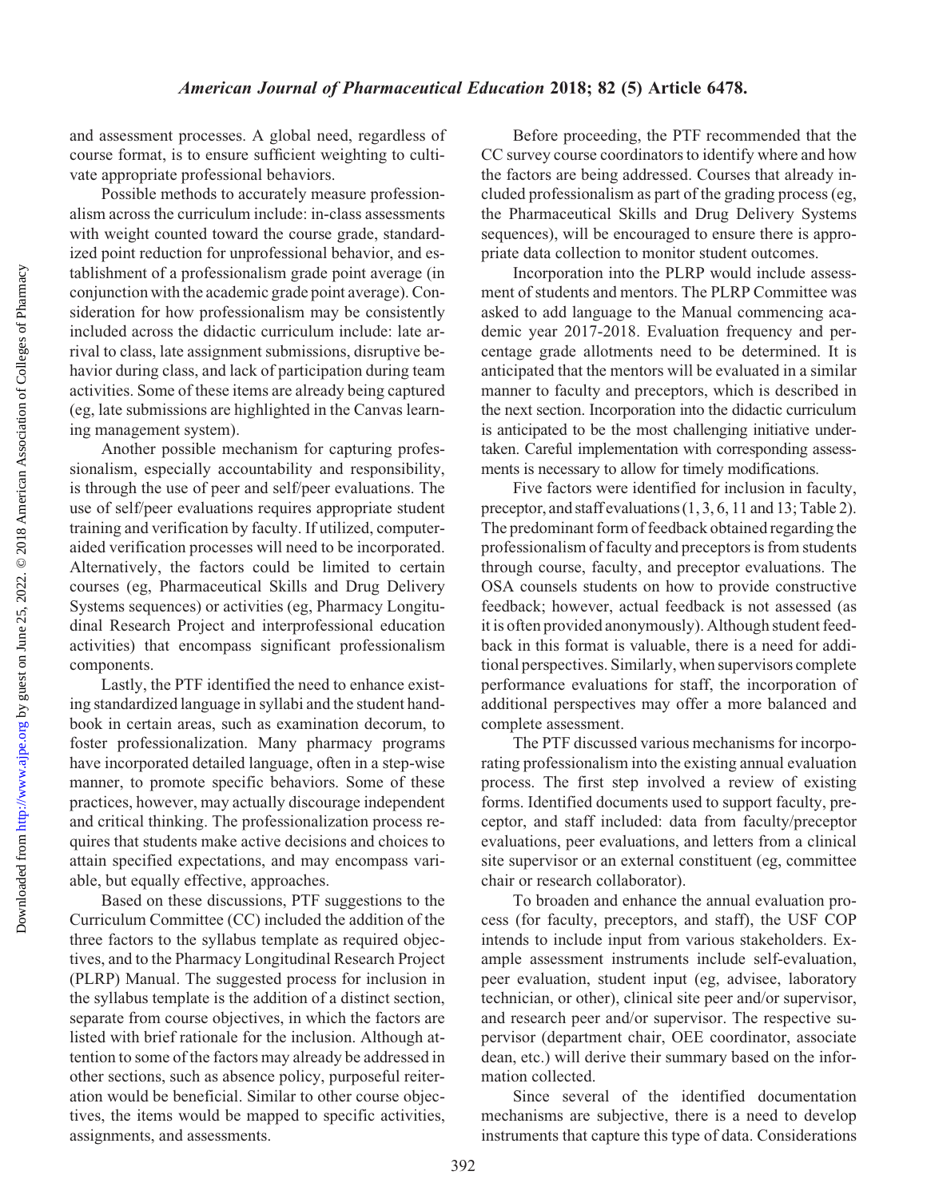and assessment processes. A global need, regardless of course format, is to ensure sufficient weighting to cultivate appropriate professional behaviors.

Possible methods to accurately measure professionalism across the curriculum include: in-class assessments with weight counted toward the course grade, standardized point reduction for unprofessional behavior, and establishment of a professionalism grade point average (in conjunction with the academic grade point average). Consideration for how professionalism may be consistently included across the didactic curriculum include: late arrival to class, late assignment submissions, disruptive behavior during class, and lack of participation during team activities. Some of these items are already being captured (eg, late submissions are highlighted in the Canvas learning management system).

Another possible mechanism for capturing professionalism, especially accountability and responsibility, is through the use of peer and self/peer evaluations. The use of self/peer evaluations requires appropriate student training and verification by faculty. If utilized, computer-aided verification processes will need to be incorporated. Alternatively, the factors could be limited to certain courses (eg, Pharmaceutical Skills and Drug Delivery Systems sequences) or activities (eg, Pharmacy Longitudinal Research Project and interprofessional education activities) that encompass significant professionalism components.

Lastly, the PTF identified the need to enhance existing standardized language in syllabi and the student handbook in certain areas, such as examination decorum, to foster professionalization. Many pharmacy programs have incorporated detailed language, often in a step-wise manner, to promote specific behaviors. Some of these practices, however, may actually discourage independent and critical thinking. The professionalization process requires that students make active decisions and choices to attain specified expectations, and may encompass variable, but equally effective, approaches.

Based on these discussions, PTF suggestions to the Curriculum Committee (CC) included the addition of the three factors to the syllabus template as required objectives, and to the Pharmacy Longitudinal Research Project (PLRP) Manual. The suggested process for inclusion in the syllabus template is the addition of a distinct section, separate from course objectives, in which the factors are listed with brief rationale for the inclusion. Although attention to some of the factors may already be addressed in other sections, such as absence policy, purposeful reiteration would be beneficial. Similar to other course objectives, the items would be mapped to specific activities, assignments, and assessments.

Before proceeding, the PTF recommended that the CC survey course coordinators to identify where and how the factors are being addressed. Courses that already included professionalism as part of the grading process (eg, the Pharmaceutical Skills and Drug Delivery Systems sequences), will be encouraged to ensure there is appropriate data collection to monitor student outcomes.

Incorporation into the PLRP would include assessment of students and mentors. The PLRP Committee was asked to add language to the Manual commencing academic year 2017-2018. Evaluation frequency and percentage grade allotments need to be determined. It is anticipated that the mentors will be evaluated in a similar manner to faculty and preceptors, which is described in the next section. Incorporation into the didactic curriculum is anticipated to be the most challenging initiative undertaken. Careful implementation with corresponding assessments is necessary to allow for timely modifications.

Five factors were identified for inclusion in faculty, preceptor, and staff evaluations (1, 3, 6, 11 and 13; Table 2). The predominant form of feedback obtained regarding the professionalism of faculty and preceptors is from students through course, faculty, and preceptor evaluations. The OSA counsels students on how to provide constructive feedback; however, actual feedback is not assessed (as it is often provided anonymously). Although student feedback in this format is valuable, there is a need for additional perspectives. Similarly, when supervisors complete performance evaluations for staff, the incorporation of additional perspectives may offer a more balanced and complete assessment.

The PTF discussed various mechanisms for incorporating professionalism into the existing annual evaluation process. The first step involved a review of existing forms. Identified documents used to support faculty, preceptor, and staff included: data from faculty/preceptor evaluations, peer evaluations, and letters from a clinical site supervisor or an external constituent (eg, committee chair or research collaborator).

To broaden and enhance the annual evaluation process (for faculty, preceptors, and staff), the USF COP intends to include input from various stakeholders. Example assessment instruments include self-evaluation, peer evaluation, student input (eg, advisee, laboratory technician, or other), clinical site peer and/or supervisor, and research peer and/or supervisor. The respective supervisor (department chair, OEE coordinator, associate dean, etc.) will derive their summary based on the information collected.

Since several of the identified documentation mechanisms are subjective, there is a need to develop instruments that capture this type of data. Considerations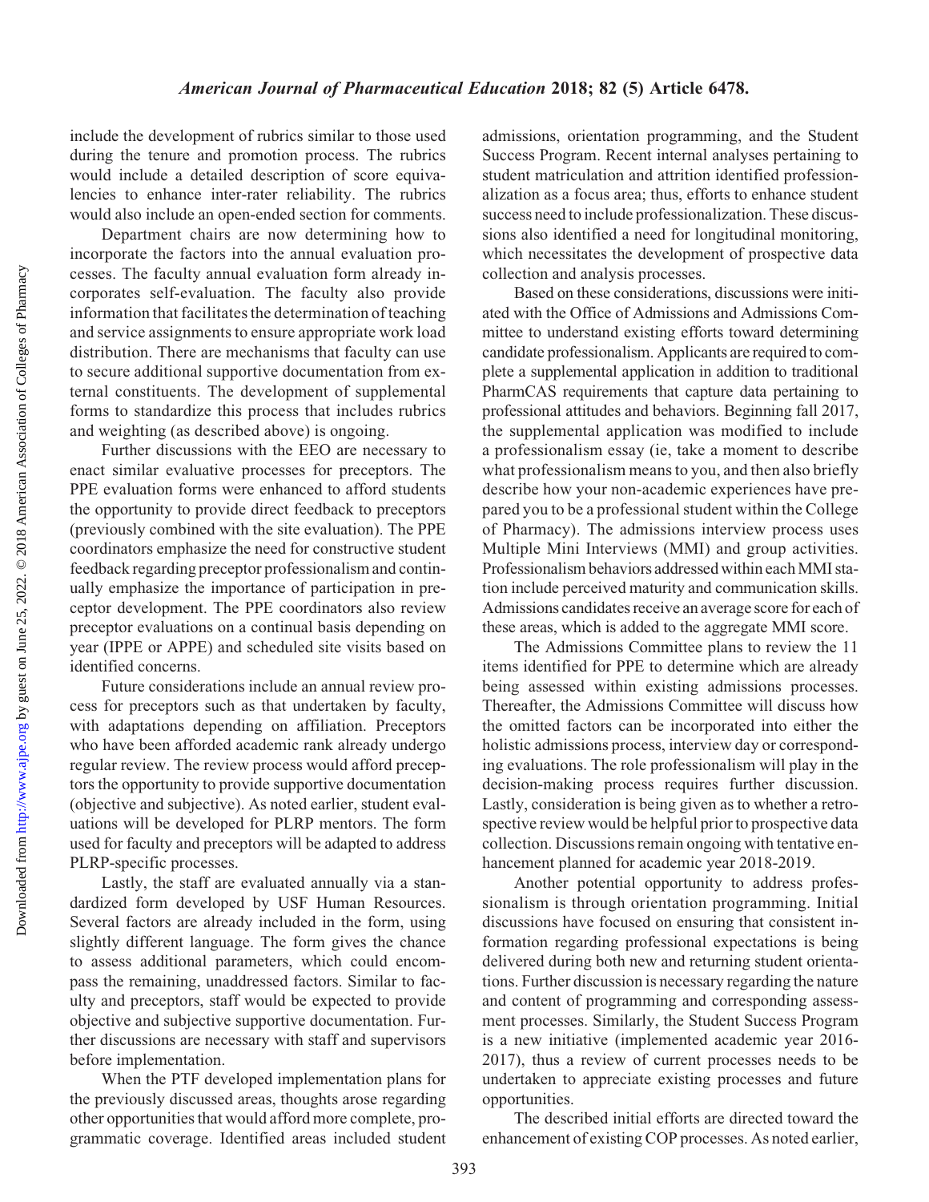include the development of rubrics similar to those used during the tenure and promotion process. The rubrics would include a detailed description of score equivalencies to enhance inter-rater reliability. The rubrics would also include an open-ended section for comments.

Department chairs are now determining how to incorporate the factors into the annual evaluation processes. The faculty annual evaluation form already incorporates self-evaluation. The faculty also provide information that facilitates the determination of teaching and service assignments to ensure appropriate work load distribution. There are mechanisms that faculty can use to secure additional supportive documentation from external constituents. The development of supplemental forms to standardize this process that includes rubrics and weighting (as described above) is ongoing.

Further discussions with the EEO are necessary to enact similar evaluative processes for preceptors. The PPE evaluation forms were enhanced to afford students the opportunity to provide direct feedback to preceptors (previously combined with the site evaluation). The PPE coordinators emphasize the need for constructive student feedback regarding preceptor professionalism and continually emphasize the importance of participation in preceptor development. The PPE coordinators also review preceptor evaluations on a continual basis depending on year (IPPE or APPE) and scheduled site visits based on identified concerns.

Future considerations include an annual review process for preceptors such as that undertaken by faculty, with adaptations depending on affiliation. Preceptors who have been afforded academic rank already undergo regular review. The review process would afford preceptors the opportunity to provide supportive documentation (objective and subjective). As noted earlier, student evaluations will be developed for PLRP mentors. The form used for faculty and preceptors will be adapted to address PLRP-specific processes.

Lastly, the staff are evaluated annually via a standardized form developed by USF Human Resources. Several factors are already included in the form, using slightly different language. The form gives the chance to assess additional parameters, which could encompass the remaining, unaddressed factors. Similar to faculty and preceptors, staff would be expected to provide objective and subjective supportive documentation. Further discussions are necessary with staff and supervisors before implementation.

When the PTF developed implementation plans for the previously discussed areas, thoughts arose regarding other opportunities that would afford more complete, programmatic coverage. Identified areas included student admissions, orientation programming, and the Student Success Program. Recent internal analyses pertaining to student matriculation and attrition identified professionalization as a focus area; thus, efforts to enhance student success need to include professionalization. These discussions also identified a need for longitudinal monitoring, which necessitates the development of prospective data collection and analysis processes.

Based on these considerations, discussions were initiated with the Office of Admissions and Admissions Committee to understand existing efforts toward determining candidate professionalism. Applicants are required to complete a supplemental application in addition to traditional PharmCAS requirements that capture data pertaining to professional attitudes and behaviors. Beginning fall 2017, the supplemental application was modified to include a professionalism essay (ie, take a moment to describe what professionalism means to you, and then also briefly describe how your non-academic experiences have prepared you to be a professional student within the College of Pharmacy). The admissions interview process uses Multiple Mini Interviews (MMI) and group activities. Professionalism behaviors addressed within each MMI station include perceived maturity and communication skills. Admissions candidates receive an average score for each of these areas, which is added to the aggregate MMI score.

The Admissions Committee plans to review the 11 items identified for PPE to determine which are already being assessed within existing admissions processes. Thereafter, the Admissions Committee will discuss how the omitted factors can be incorporated into either the holistic admissions process, interview day or corresponding evaluations. The role professionalism will play in the decision-making process requires further discussion. Lastly, consideration is being given as to whether a retrospective review would be helpful prior to prospective data collection. Discussions remain ongoing with tentative enhancement planned for academic year 2018-2019.

Another potential opportunity to address professionalism is through orientation programming. Initial discussions have focused on ensuring that consistent information regarding professional expectations is being delivered during both new and returning student orientations. Further discussion is necessary regarding the nature and content of programming and corresponding assessment processes. Similarly, the Student Success Program is a new initiative (implemented academic year 2016-2017), thus a review of current processes needs to be undertaken to appreciate existing processes and future opportunities.

The described initial efforts are directed toward the enhancement of existing COP processes. As noted earlier,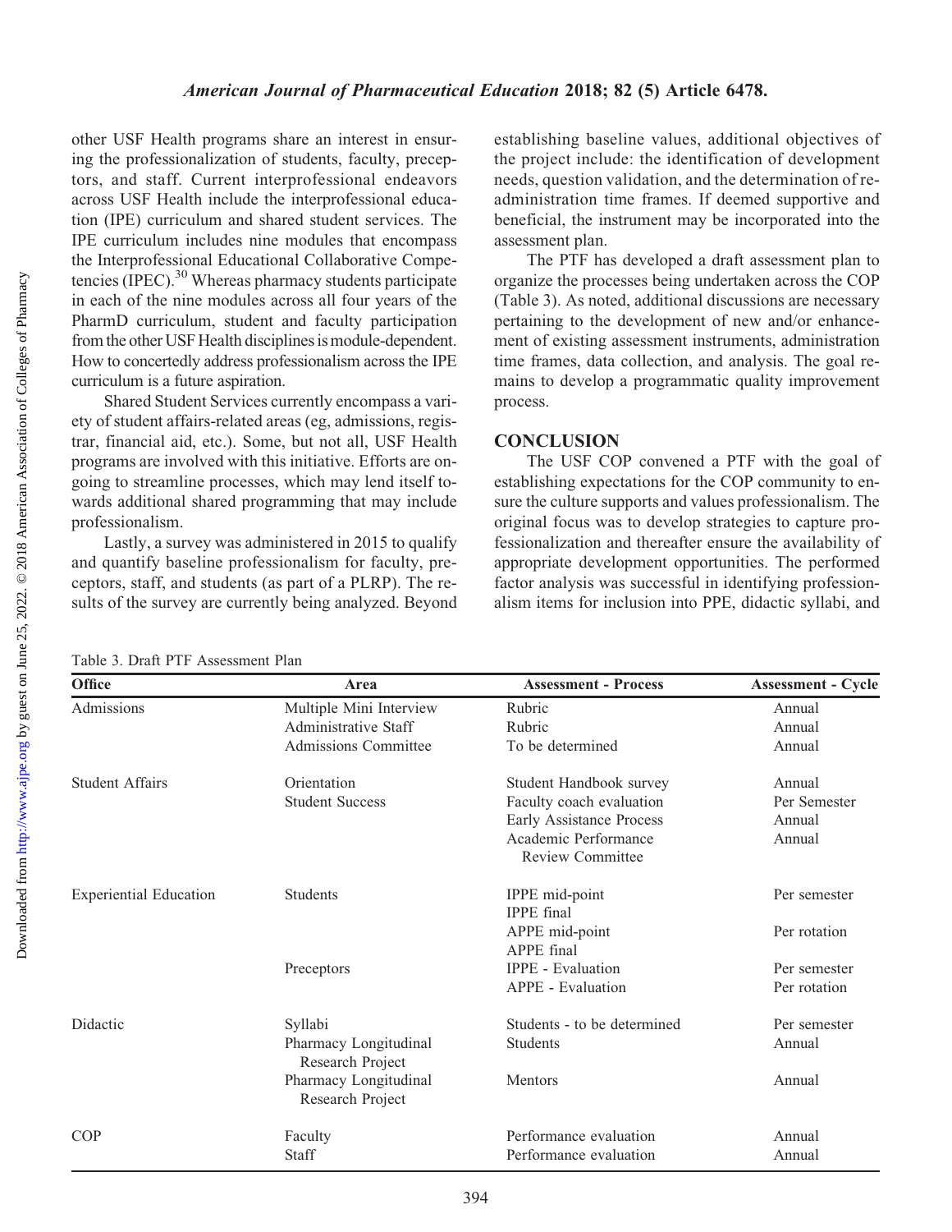other USF Health programs share an interest in ensuring the professionalization of students, faculty, preceptors, and staff. Current interprofessional endeavors across USF Health include the interprofessional education (IPE) curriculum and shared student services. The IPE curriculum includes nine modules that encompass the Interprofessional Educational Collaborative Competencies (IPEC).[30] Whereas pharmacy students participate in each of the nine modules across all four years of the PharmD curriculum, student and faculty participation from the other USF Health disciplines is module-dependent. How to concertedly address professionalism across the IPE curriculum is a future aspiration.

Shared Student Services currently encompass a variety of student affairs-related areas (eg, admissions, registrar, financial aid, etc.). Some, but not all, USF Health programs are involved with this initiative. Efforts are ongoing to streamline processes, which may lend itself towards additional shared programming that may include professionalism.

Lastly, a survey was administered in 2015 to qualify and quantify baseline professionalism for faculty, preceptors, staff, and students (as part of a PLRP). The results of the survey are currently being analyzed. Beyond establishing baseline values, additional objectives of the project include: the identification of development needs, question validation, and the determination of re-administration time frames. If deemed supportive and beneficial, the instrument may be incorporated into the assessment plan.

The PTF has developed a draft assessment plan to organize the processes being undertaken across the COP (Table 3). As noted, additional discussions are necessary pertaining to the development of new and/or enhancement of existing assessment instruments, administration time frames, data collection, and analysis. The goal remains to develop a programmatic quality improvement process.

## CONCLUSION

The USF COP convened a PTF with the goal of establishing expectations for the COP community to ensure the culture supports and values professionalism. The original focus was to develop strategies to capture professionalization and thereafter ensure the availability of appropriate development opportunities. The performed factor analysis was successful in identifying professionalism items for inclusion into PPE, didactic syllabi, and

Table 3. Draft PTF Assessment Plan

| Office | Area | Assessment - Process | Assessment - Cycle |
|---|---|---|---|
| Admissions | Multiple Mini Interview | Rubric | Annual |
| | Administrative Staff | Rubric | Annual |
| | Admissions Committee | To be determined | Annual |
| Student Affairs | Orientation | Student Handbook survey | Annual |
| | Student Success | Faculty coach evaluation | Per Semester |
| | | Early Assistance Process | Annual |
| | | Academic Performance Review Committee | Annual |
| Experiential Education | Students | IPPE mid-point<br>IPPE final | Per semester |
| | | APPE mid-point<br>APPE final | Per rotation |
| | Preceptors | IPPE - Evaluation | Per semester |
| | | APPE - Evaluation | Per rotation |
| Didactic | Syllabi | Students - to be determined | Per semester |
| | Pharmacy Longitudinal Research Project | Students | Annual |
| | Pharmacy Longitudinal Research Project | Mentors | Annual |
| COP | Faculty | Performance evaluation | Annual |
| | Staff | Performance evaluation | Annual |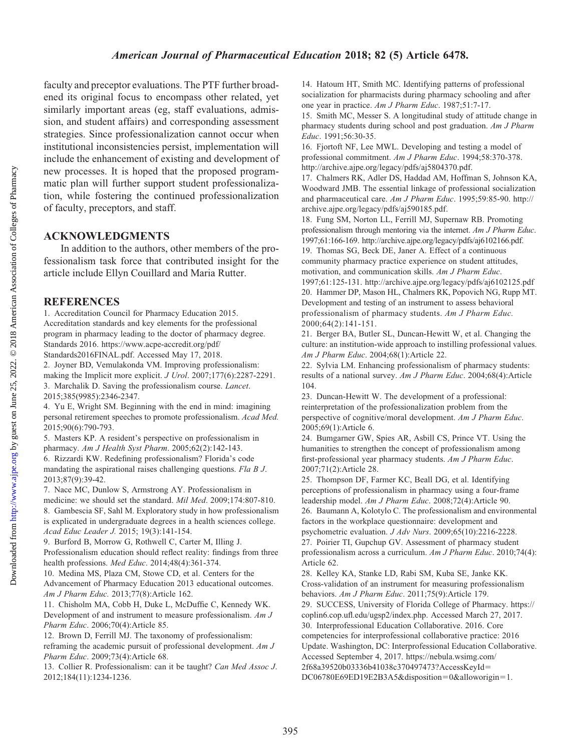faculty and preceptor evaluations. The PTF further broadened its original focus to encompass other related, yet similarly important areas (eg, staff evaluations, admission, and student affairs) and corresponding assessment strategies. Since professionalization cannot occur when institutional inconsistencies persist, implementation will include the enhancement of existing and development of new processes. It is hoped that the proposed programmatic plan will further support student professionalization, while fostering the continued professionalization of faculty, preceptors, and staff.

## ACKNOWLEDGMENTS

In addition to the authors, other members of the professionalism task force that contributed insight for the article include Ellyn Couillard and Maria Rutter.

## REFERENCES

1. Accreditation Council for Pharmacy Education 2015. Accreditation standards and key elements for the professional program in pharmacy leading to the doctor of pharmacy degree. Standards 2016. https://www.acpe-accredit.org/pdf/Standards2016FINAL.pdf. Accessed May 17, 2018.
2. Joyner BD, Vemulakonda VM. Improving professionalism: making the Implicit more explicit. *J Urol*. 2007;177(6):2287-2291.
3. Marchalik D. Saving the professionalism course. *Lancet*. 2015;385(9985):2346-2347.
4. Yu E, Wright SM. Beginning with the end in mind: imagining personal retirement speeches to promote professionalism. *Acad Med.* 2015;90(6):790-793.
5. Masters KP. A resident's perspective on professionalism in pharmacy. *Am J Health Syst Pharm*. 2005;62(2):142-143.
6. Rizzardi KW. Redefining professionalism? Florida's code mandating the aspirational raises challenging questions. *Fla B J*. 2013;87(9):39-42.
7. Nace MC, Dunlow S, Armstrong AY. Professionalism in medicine: we should set the standard. *Mil Med*. 2009;174:807-810.
8. Gambescia SF, Sahl M. Exploratory study in how professionalism is explicated in undergraduate degrees in a health sciences college. *Acad Educ Leader J.* 2015; 19(3):141-154.
9. Burford B, Morrow G, Rothwell C, Carter M, Illing J. Professionalism education should reflect reality: findings from three health professions. *Med Educ*. 2014;48(4):361-374.
10. Medina MS, Plaza CM, Stowe CD, et al. Centers for the Advancement of Pharmacy Education 2013 educational outcomes. *Am J Pharm Educ.* 2013;77(8):Article 162.
11. Chisholm MA, Cobb H, Duke L, McDuffie C, Kennedy WK. Development of and instrument to measure professionalism. *Am J Pharm Educ*. 2006;70(4):Article 85.
12. Brown D, Ferrill MJ. The taxonomy of professionalism: reframing the academic pursuit of professional development. *Am J Pharm Educ*. 2009;73(4):Article 68.
13. Collier R. Professionalism: can it be taught? *Can Med Assoc J*. 2012;184(11):1234-1236.
14. Hatoum HT, Smith MC. Identifying patterns of professional socialization for pharmacists during pharmacy schooling and after one year in practice. *Am J Pharm Educ*. 1987;51:7-17.
15. Smith MC, Messer S. A longitudinal study of attitude change in pharmacy students during school and post graduation. *Am J Pharm Educ*. 1991;56:30-35.
16. Fjortoft NF, Lee MWL. Developing and testing a model of professional commitment. *Am J Pharm Educ*. 1994;58:370-378. http://archive.ajpe.org/legacy/pdfs/aj5804370.pdf.
17. Chalmers RK, Adler DS, Haddad AM, Hoffman S, Johnson KA, Woodward JMB. The essential linkage of professional socialization and pharmaceutical care. *Am J Pharm Educ*. 1995;59:85-90. http://archive.ajpe.org/legacy/pdfs/aj590185.pdf.
18. Fung SM, Norton LL, Ferrill MJ, Supernaw RB. Promoting professionalism through mentoring via the internet. *Am J Pharm Educ*. 1997;61:166-169. http://archive.ajpe.org/legacy/pdfs/aj6102166.pdf.
19. Thomas SG, Beck DE, Janer A. Effect of a continuous community pharmacy practice experience on student attitudes, motivation, and communication skills. *Am J Pharm Educ*. 1997;61:125-131. http://archive.ajpe.org/legacy/pdfs/aj6102125.pdf
20. Hammer DP, Mason HL, Chalmers RK, Popovich NG, Rupp MT. Development and testing of an instrument to assess behavioral professionalism of pharmacy students. *Am J Pharm Educ.* 2000;64(2):141-151.
21. Berger BA, Butler SL, Duncan-Hewitt W, et al. Changing the culture: an institution-wide approach to instilling professional values. *Am J Pharm Educ*. 2004;68(1):Article 22.
22. Sylvia LM. Enhancing professionalism of pharmacy students: results of a national survey. *Am J Pharm Educ*. 2004;68(4):Article 104.
23. Duncan-Hewitt W. The development of a professional: reinterpretation of the professionalization problem from the perspective of cognitive/moral development. *Am J Pharm Educ*. 2005;69(1):Article 6.
24. Bumgarner GW, Spies AR, Asbill CS, Prince VT. Using the humanities to strengthen the concept of professionalism among first-professional year pharmacy students. *Am J Pharm Educ*. 2007;71(2):Article 28.
25. Thompson DF, Farmer KC, Beall DG, et al. Identifying perceptions of professionalism in pharmacy using a four-frame leadership model. *Am J Pharm Educ*. 2008;72(4):Article 90.
26. Baumann A, Kolotylo C. The professionalism and environmental factors in the workplace questionnaire: development and psychometric evaluation. *J Adv Nurs*. 2009;65(10):2216-2228.
27. Poirier TI, Gupchup GV. Assessment of pharmacy student professionalism across a curriculum. *Am J Pharm Educ*. 2010;74(4): Article 62.
28. Kelley KA, Stanke LD, Rabi SM, Kuba SE, Janke KK. Cross-validation of an instrument for measuring professionalism behaviors. *Am J Pharm Educ*. 2011;75(9):Article 179.
29. SUCCESS, University of Florida College of Pharmacy. https://coplin6.cop.ufl.edu/ugsp2/index.php. Accessed March 27, 2017.
30. Interprofessional Education Collaborative. 2016. Core competencies for interprofessional collaborative practice: 2016 Update. Washington, DC: Interprofessional Education Collaborative. Accessed September 4, 2017. https://nebula.wsimg.com/2f68a39520b03336b41038c370497473?AccessKeyId=DC06780E69ED19E2B3A5&disposition=0&alloworigin=1.